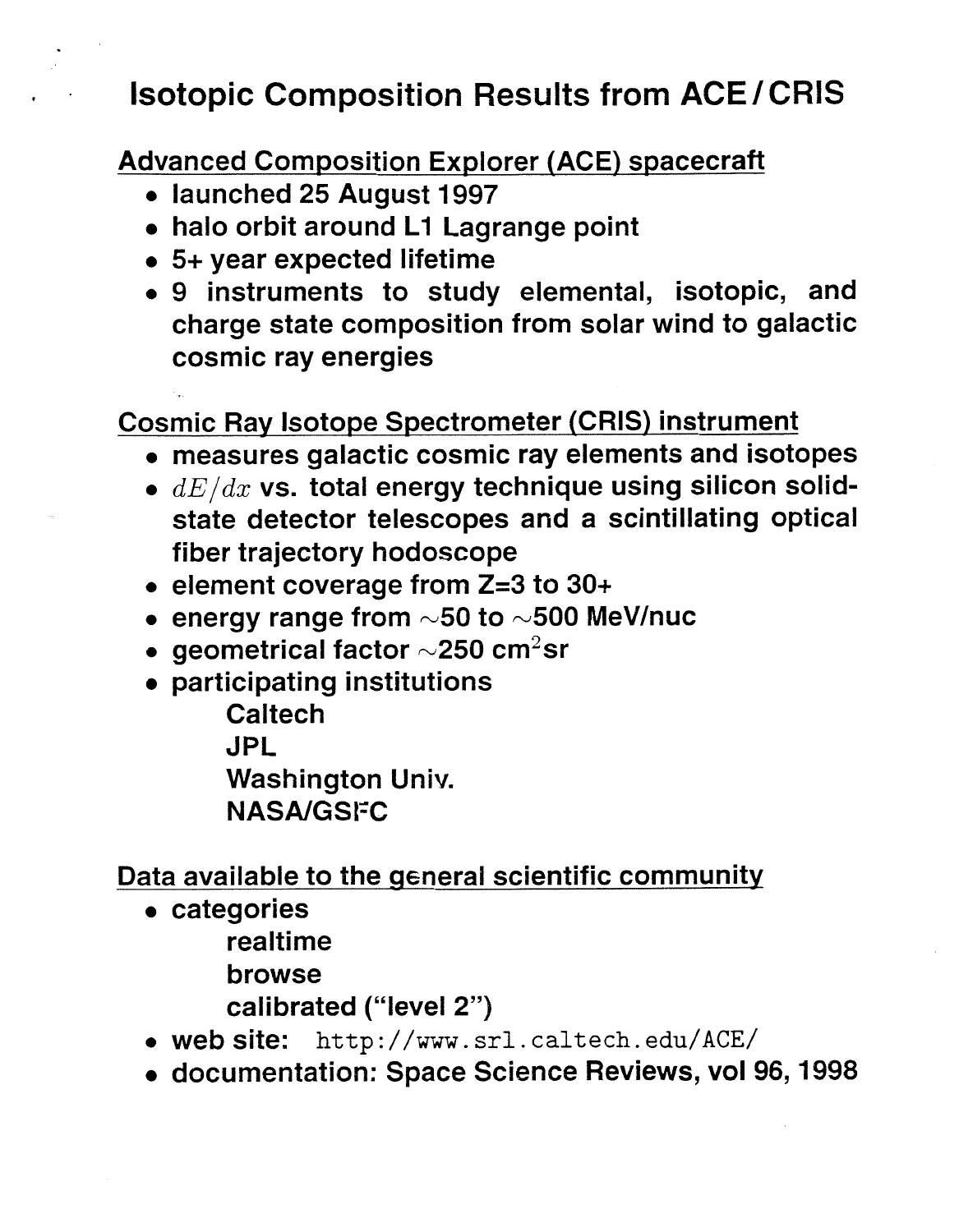# Isotopic Composition Results from ACE / CRIS

## Advanced Composition Explorer (ACE) spacecraft

- launched 25 August 1997
- halo orbit around L1 Lagrange point
- 5+ year expected lifetime
- 9 instruments to study elemental, isotopic, and charge state composition from solar wind to galactic cosmic ray energies

## Cosmic Ray Isotope Spectrometer (CRIS) instrument

- measures galactic cosmic ray elements and isotopes
- $dE/dx$ vs. total energy technique using silicon solid-state detector telescopes and a scintillating optical fiber trajectory hodoscope
- element coverage from Z=3 to 30+
- energy range from $\sim$50 to $\sim$500 MeV/nuc
- geometrical factor $\sim$250 cm$^2$sr
- participating institutions
  - Caltech
  - JPL
  - Washington Univ.
  - NASA/GSFC

## Data available to the general scientific community

- categories
  - realtime
  - browse
  - calibrated ("level 2")
- web site: `http://www.srl.caltech.edu/ACE/`
- documentation: Space Science Reviews, vol 96, 1998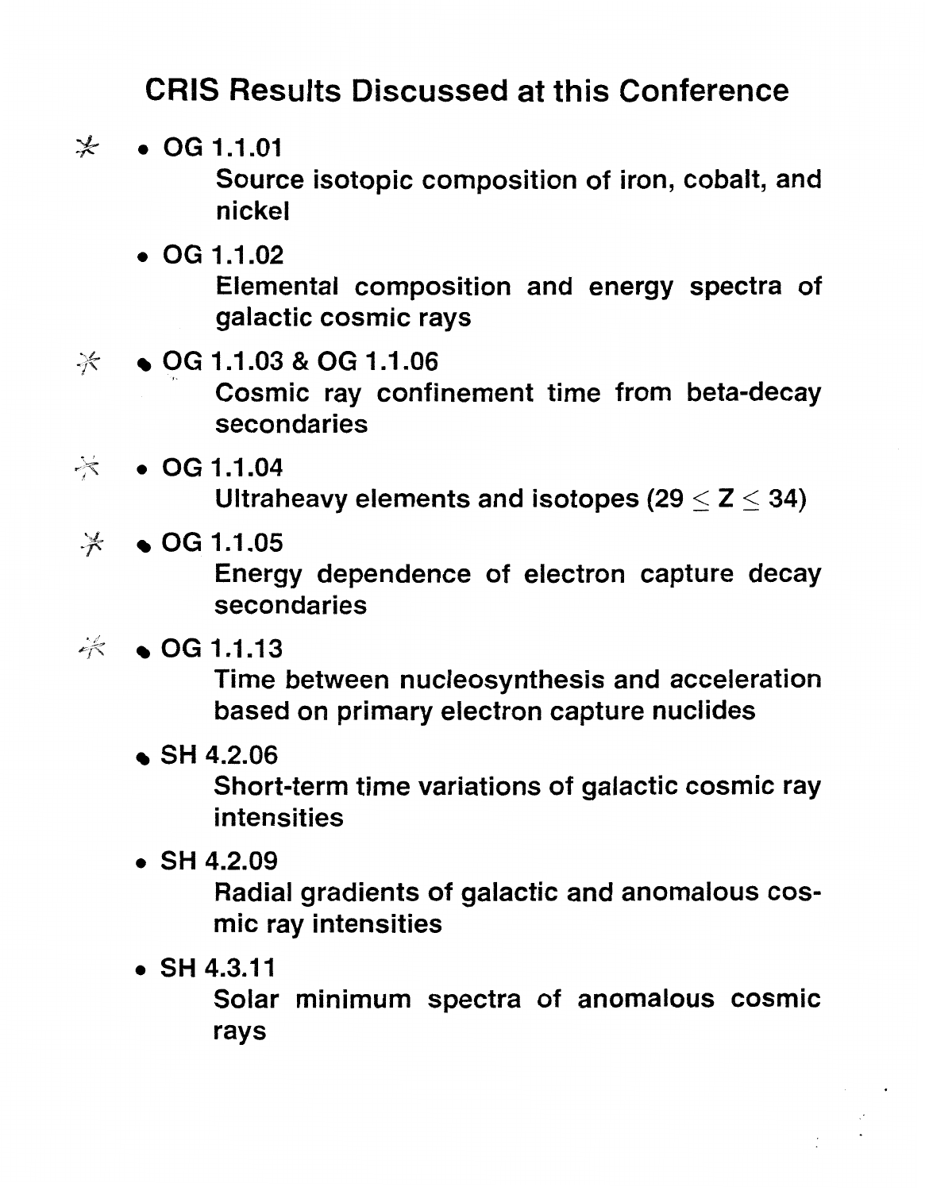# CRIS Results Discussed at this Conference

- **OG 1.1.01**
  Source isotopic composition of iron, cobalt, and nickel

- **OG 1.1.02**
  Elemental composition and energy spectra of galactic cosmic rays

- **OG 1.1.03 & OG 1.1.06**
  Cosmic ray confinement time from beta-decay secondaries

- **OG 1.1.04**
  Ultraheavy elements and isotopes ($29 \leq Z \leq 34$)

- **OG 1.1.05**
  Energy dependence of electron capture decay secondaries

- **OG 1.1.13**
  Time between nucleosynthesis and acceleration based on primary electron capture nuclides

- **SH 4.2.06**
  Short-term time variations of galactic cosmic ray intensities

- **SH 4.2.09**
  Radial gradients of galactic and anomalous cosmic ray intensities

- **SH 4.3.11**
  Solar minimum spectra of anomalous cosmic rays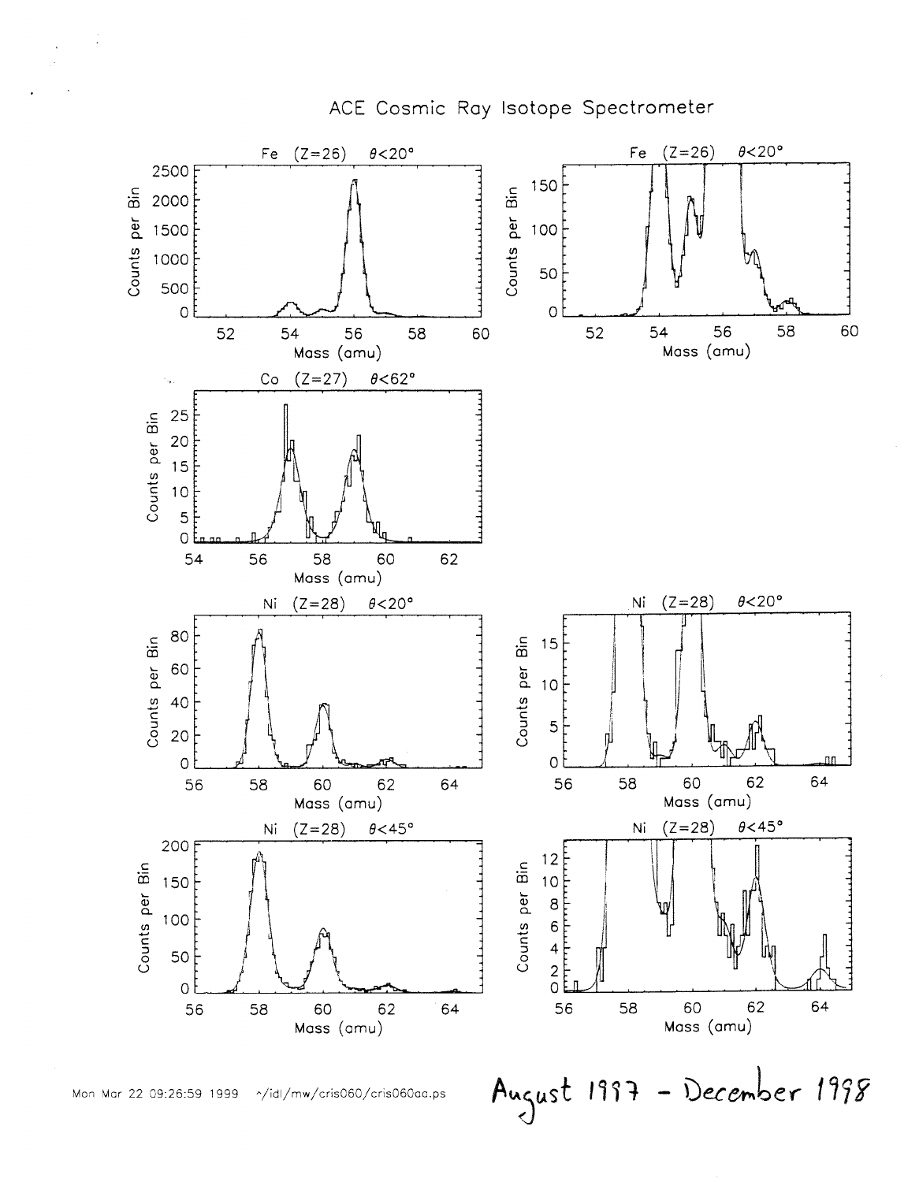# ACE Cosmic Ray Isotope Spectrometer

Fe (Z=26) θ<20°

Fe (Z=26) θ<20°

Co (Z=27) θ<62°

Ni (Z=28) θ<20°

Ni (Z=28) θ<20°

Ni (Z=28) θ<45°

Ni (Z=28) θ<45°

Mon Mar 22 09:26:59 1999 ~/idl/mw/cris060/cris060aa.ps

August 1997 - December 1998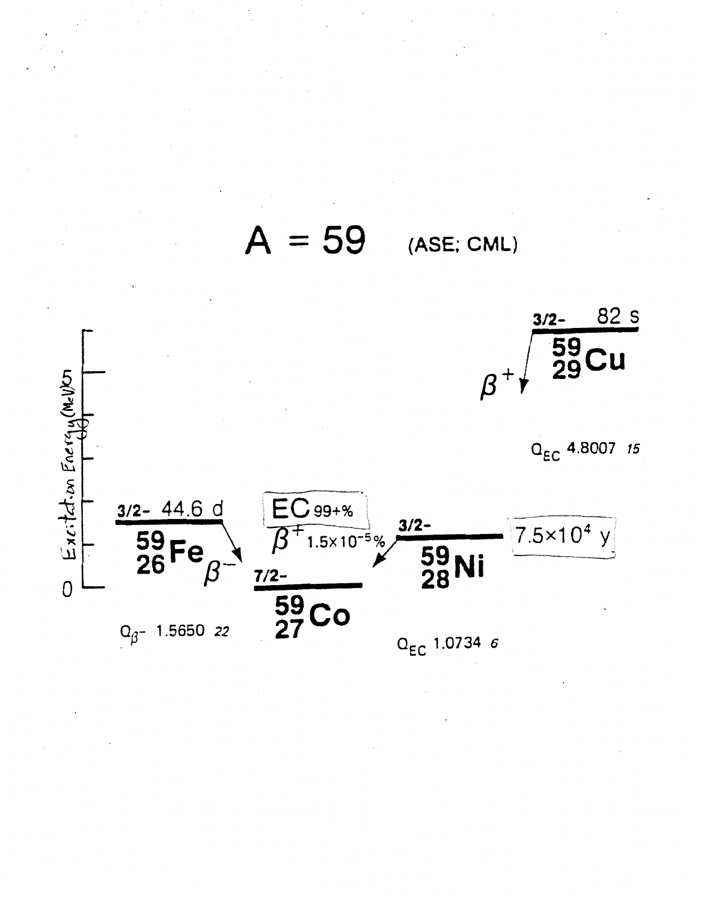# A = 59 (ASE; CML)

Excitation Energy (MeV)

0

3/2- 44.6 d

$^{59}_{26}Fe$

$\beta^-$

$Q_{\beta^-}$ 1.5650 *22*

EC 99+%

$\beta^+$ $1.5\times10^{-5}$%

7/2-

$^{59}_{27}Co$

3/2-

$^{59}_{28}Ni$

$7.5\times10^4$ y

$Q_{EC}$ 1.0734 *6*

3/2- 82 s

$^{59}_{29}Cu$

$\beta^+$

$Q_{EC}$ 4.8007 *15*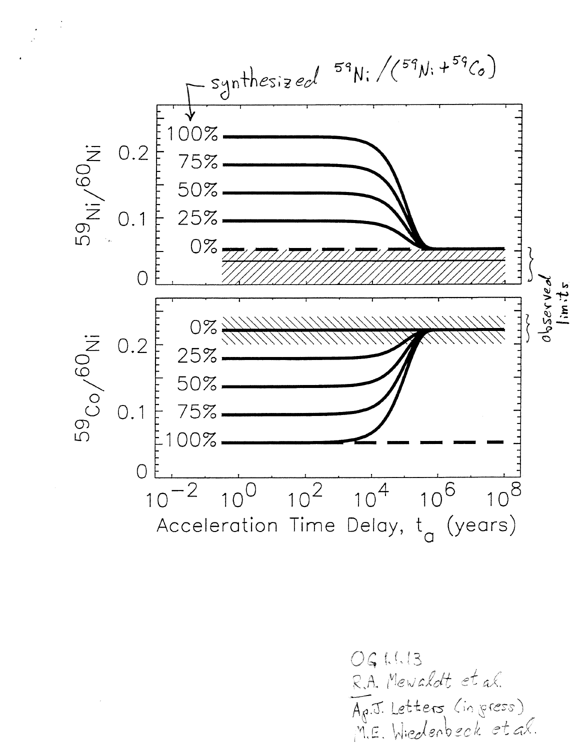synthesized $^{59}Ni/(^{59}Ni+^{59}Co)$

observed limits

OG 1.1.13
R.A. Mewaldt et al.
Ap.J. Letters (in press)
M.E. Wiedenbeck et al.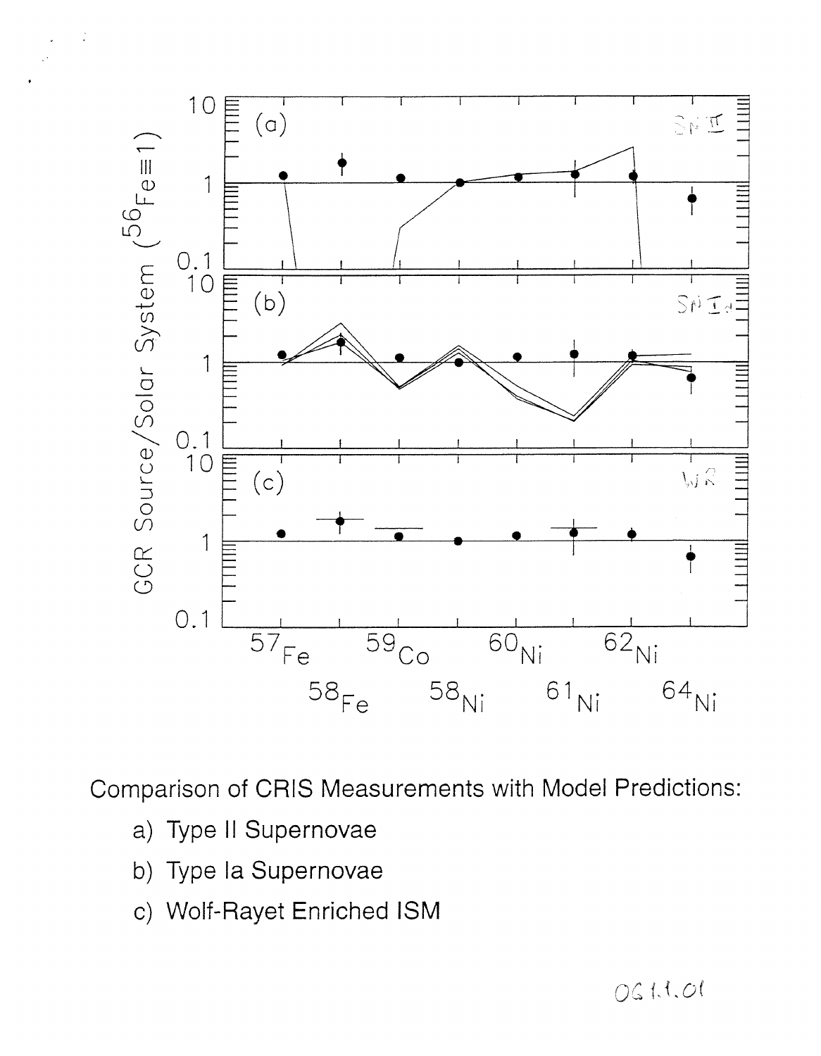Comparison of CRIS Measurements with Model Predictions:

a) Type II Supernovae

b) Type Ia Supernovae

c) Wolf-Rayet Enriched ISM

OG 1.1.01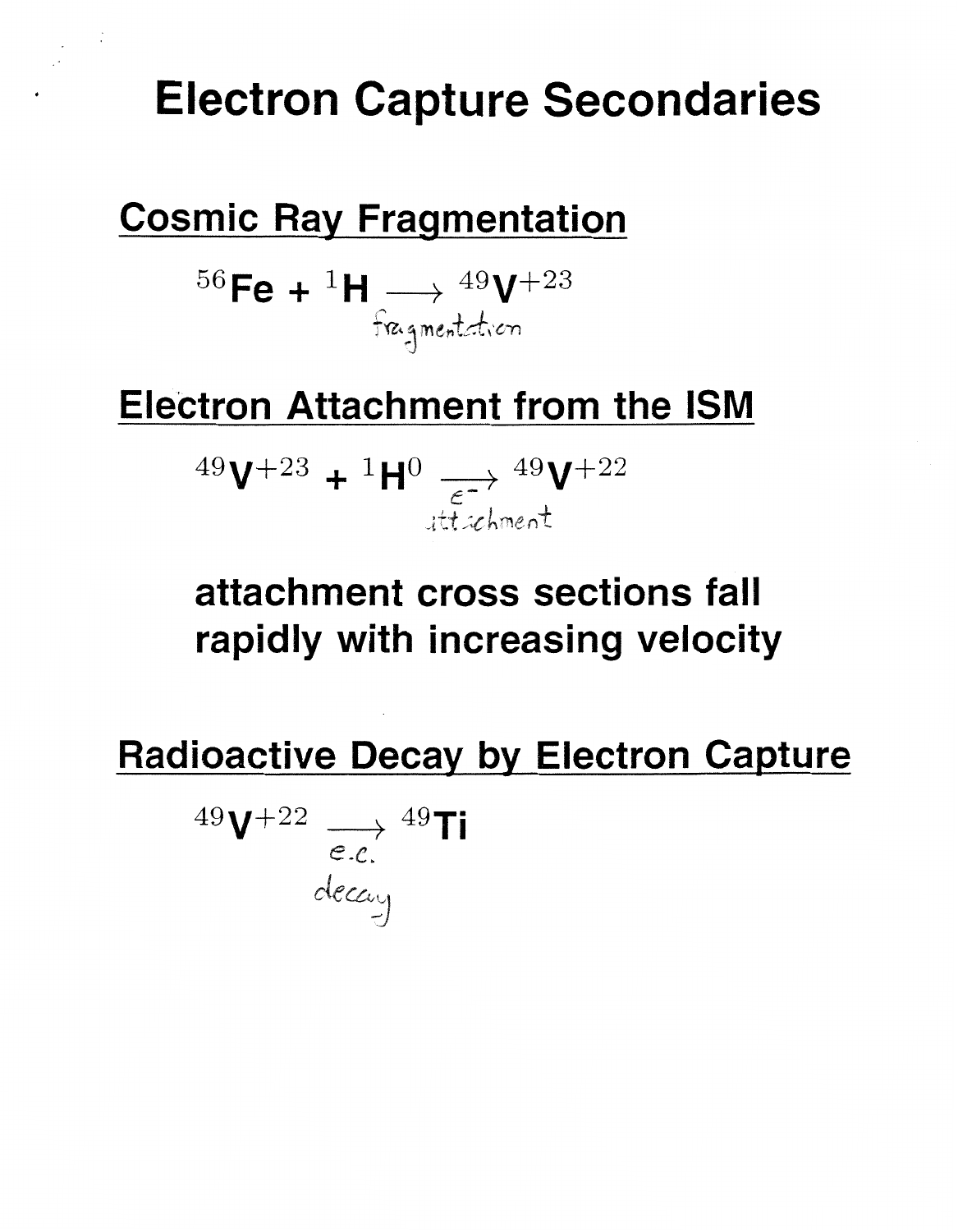# Electron Capture Secondaries

## Cosmic Ray Fragmentation

$$^{56}\text{Fe} + {}^{1}\text{H} \xrightarrow[\text{fragmentation}]{} {}^{49}\text{V}^{+23}$$

## Electron Attachment from the ISM

$$^{49}\text{V}^{+23} + {}^{1}\text{H}^{0} \xrightarrow[e^{-}\ \text{attachment}]{} {}^{49}\text{V}^{+22}$$

**attachment cross sections fall rapidly with increasing velocity**

## Radioactive Decay by Electron Capture

$$^{49}\text{V}^{+22} \xrightarrow[\text{e.c. decay}]{} {}^{49}\text{Ti}$$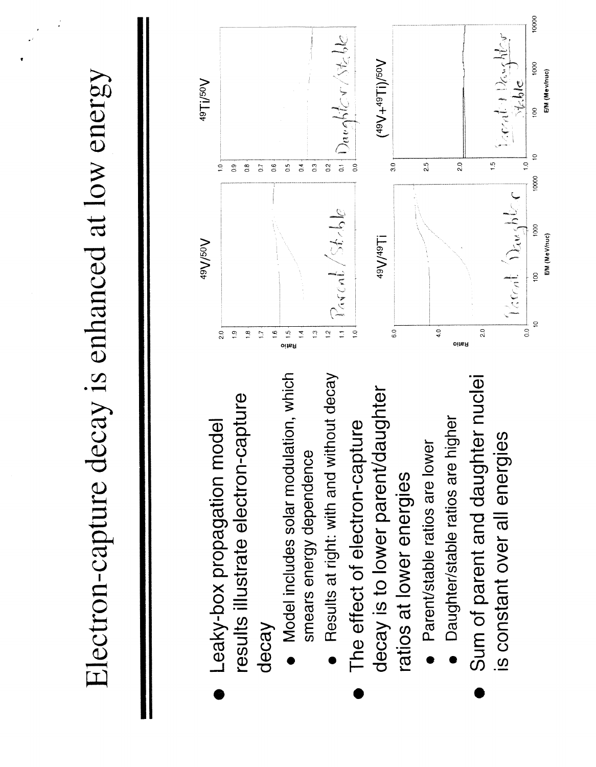# Electron-capture decay is enhanced at low energy

- Leaky-box propagation model results illustrate electron-capture decay
  - Model includes solar modulation, which smears energy dependence
  - Results at right: with and without decay
- The effect of electron-capture decay is to lower parent/daughter ratios at lower energies
  - Parent/stable ratios are lower
  - Daughter/stable ratios are higher
- Sum of parent and daughter nuclei is constant over all energies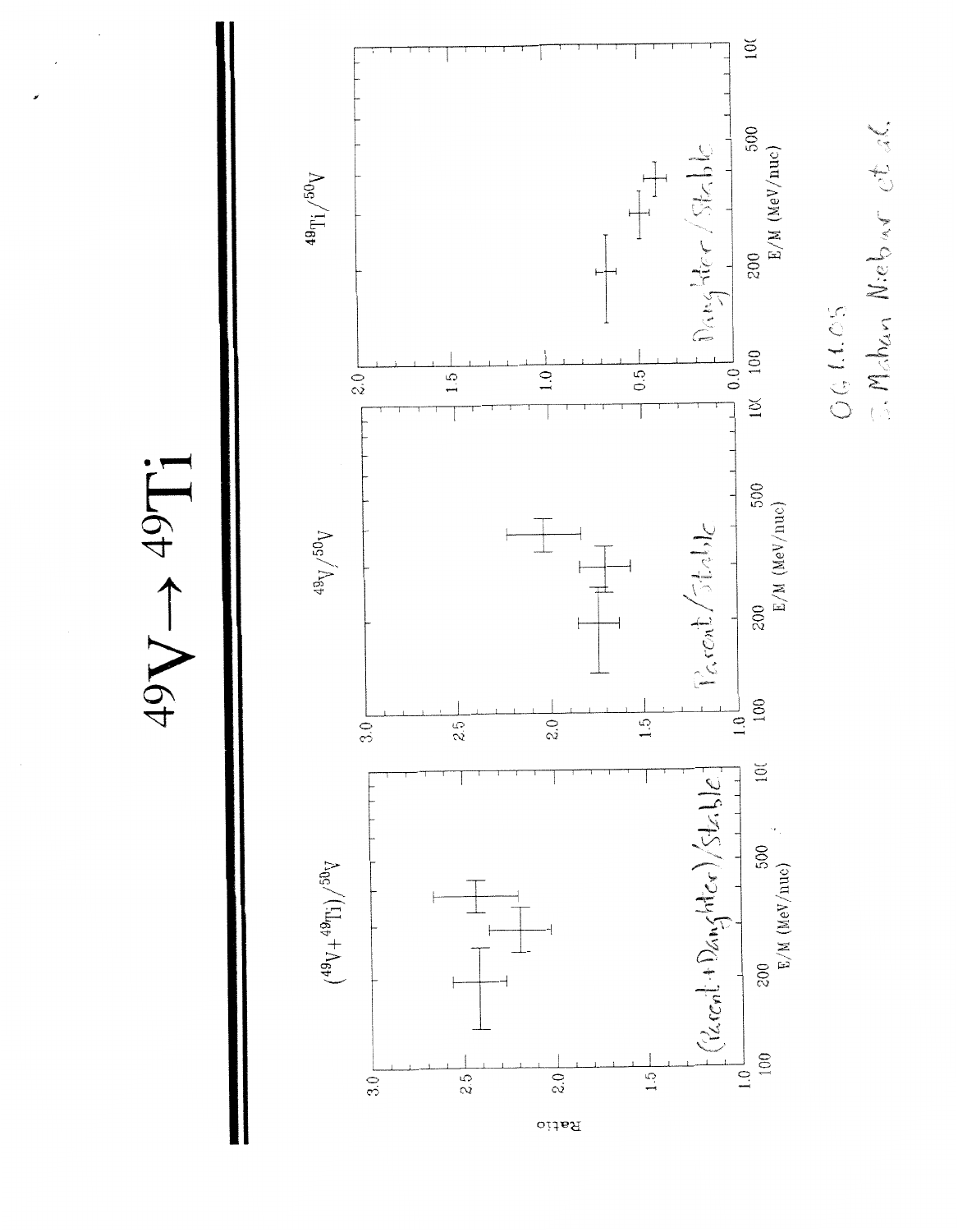# $^{49}V \rightarrow {}^{49}Ti$

$(^{49}V + {}^{49}Ti) / {}^{50}V$

(Parent + Daughter)/Stable

$^{49}V / {}^{50}V$

Parent/Stable

$^{49}Ti / {}^{50}V$

Daughter/Stable

Ratio

E/M (MeV/nuc)

OG 1.1.05

S. Mahan Niebur et al.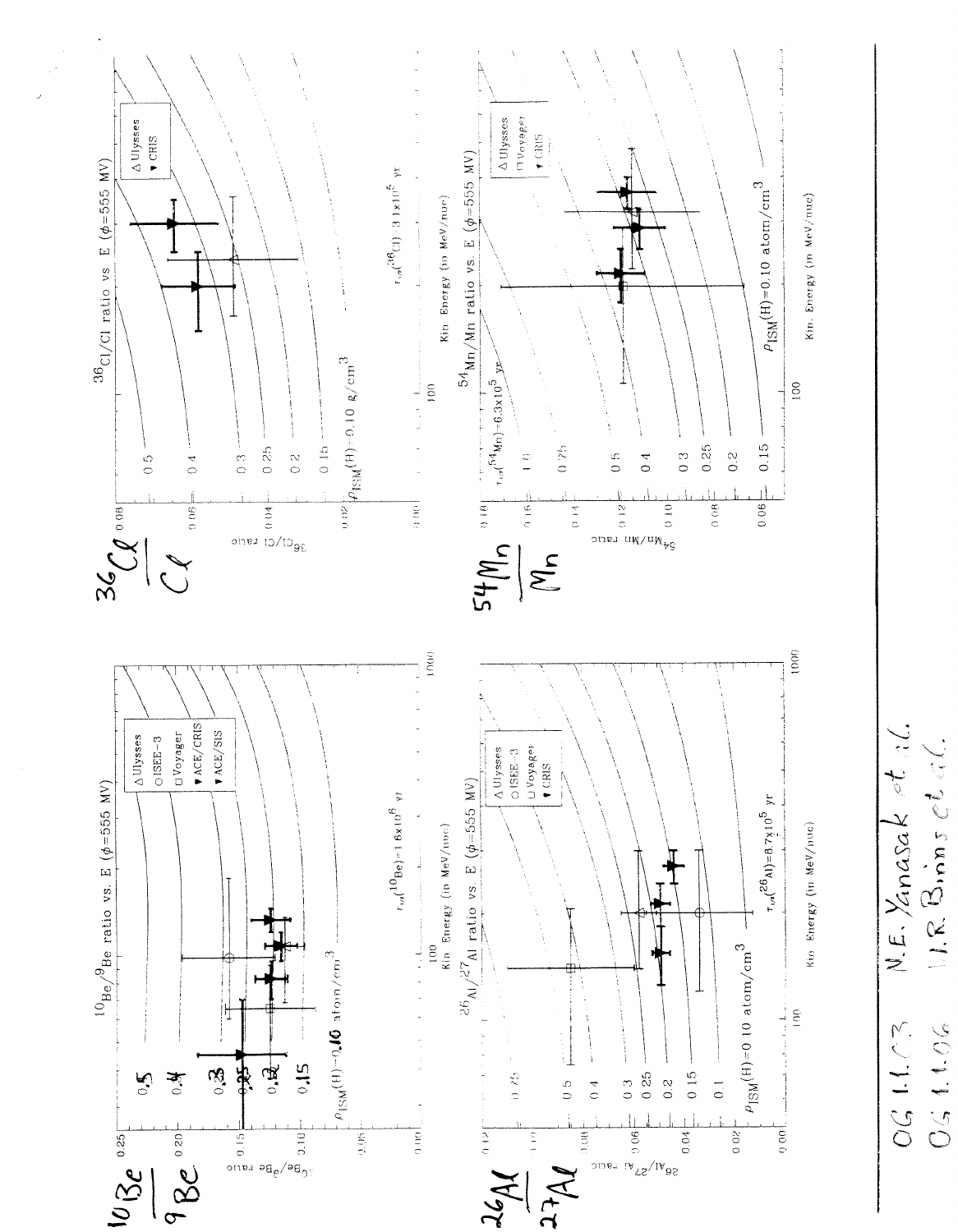$^{10}Be/^{9}Be$ ratio vs. E ($\phi$=555 MV)

$^{36}Cl/Cl$ ratio vs. E ($\phi$=555 MV)

$^{26}Al/^{27}Al$ ratio vs. E ($\phi$=555 MV)

$^{54}Mn/Mn$ ratio vs. E ($\phi$=555 MV)

$\frac{^{10}Be}{^{9}Be}$

$\frac{^{36}Cl}{Cl}$

$\frac{^{26}Al}{^{27}Al}$

$\frac{^{54}Mn}{Mn}$

OG 1.1.03 N.E. Yanasak et al.

OG 1.1.06 W.R. Binns et al.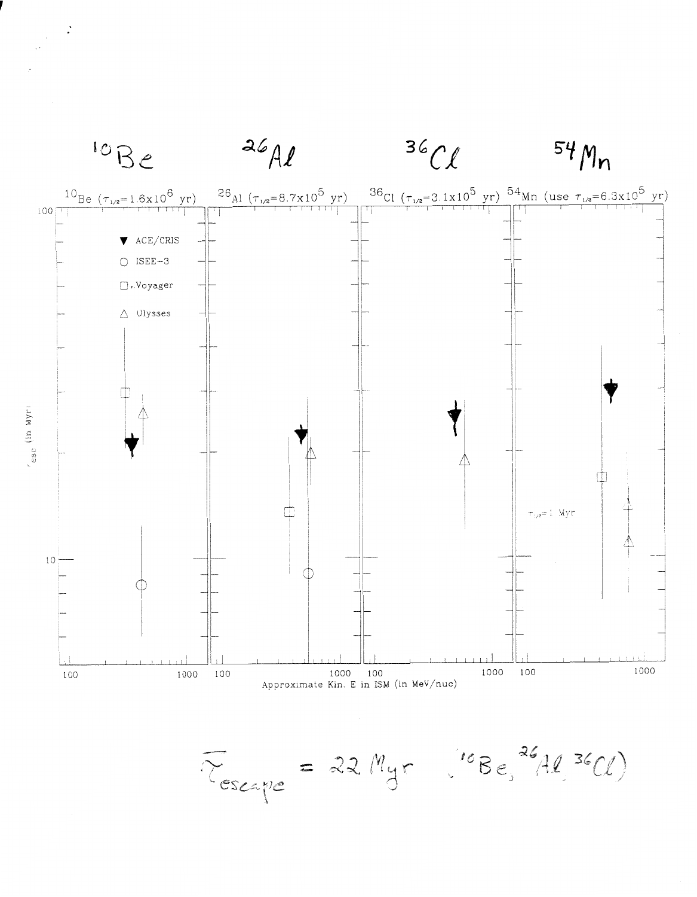$^{10}Be$ $\quad$ $^{26}Al$ $\quad$ $^{36}Cl$ $\quad$ $^{54}Mn$

$^{10}$Be ($\tau_{1/2}=1.6\times10^{6}$ yr) $\quad$ $^{26}$Al ($\tau_{1/2}=8.7\times10^{5}$ yr) $\quad$ $^{36}$Cl ($\tau_{1/2}=3.1\times10^{5}$ yr) $\quad$ $^{54}$Mn (use $\tau_{1/2}=6.3\times10^{5}$ yr)

▼ ACE/CRIS

○ ISEE-3

□ Voyager

△ Ulysses

$\tau_{esc}$ (in Myr)

$\tau_{1/2}$=1 Myr

Approximate Kin. E in ISM (in MeV/nuc)

$$\bar{\tau}_{escape} = 22 \text{ Myr} \quad (^{10}Be, ^{26}Al, ^{36}Cl)$$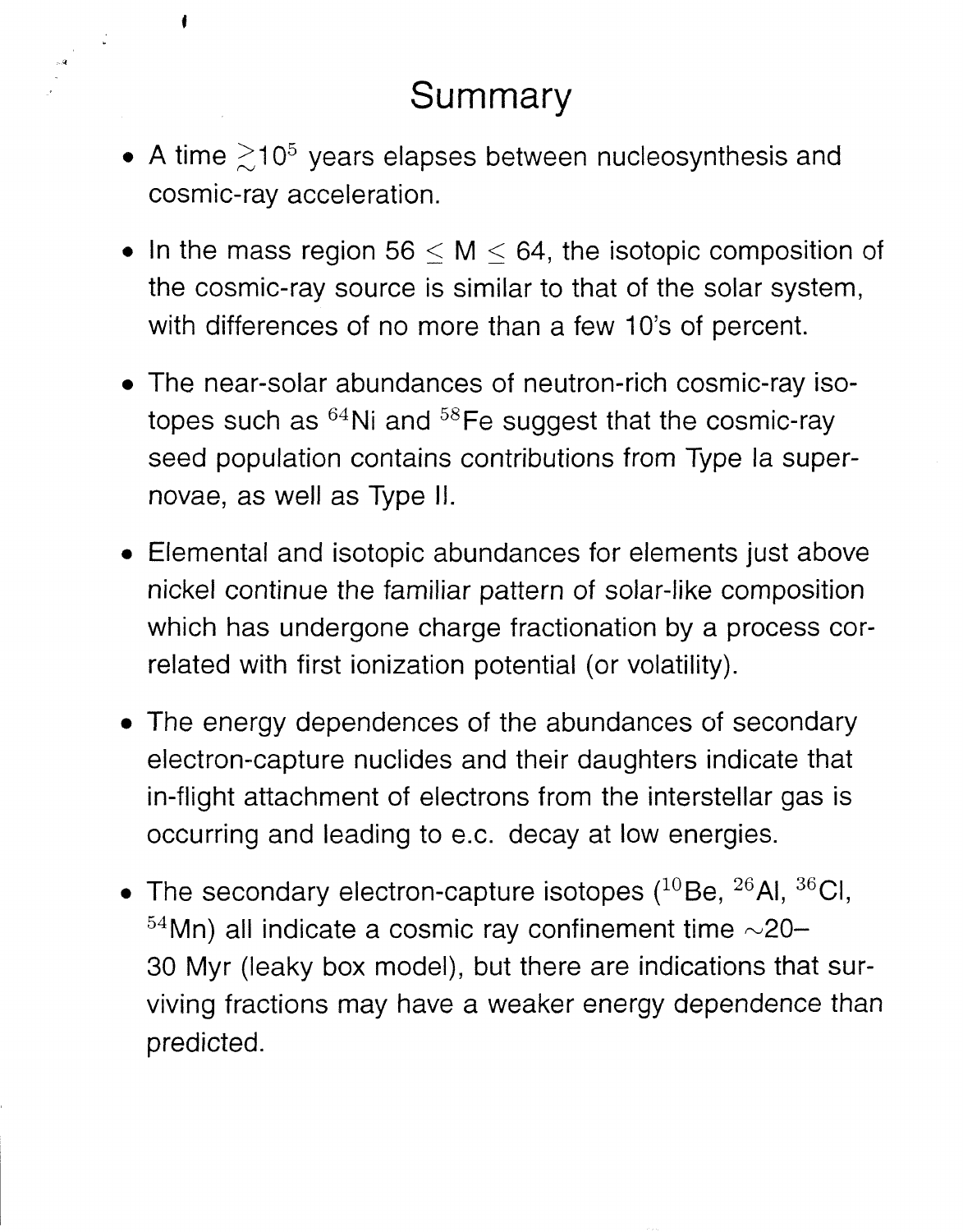# Summary

- A time $\gtrsim 10^5$ years elapses between nucleosynthesis and cosmic-ray acceleration.
- In the mass region $56 \leq M \leq 64$, the isotopic composition of the cosmic-ray source is similar to that of the solar system, with differences of no more than a few 10's of percent.
- The near-solar abundances of neutron-rich cosmic-ray isotopes such as $^{64}Ni$ and $^{58}Fe$ suggest that the cosmic-ray seed population contains contributions from Type Ia supernovae, as well as Type II.
- Elemental and isotopic abundances for elements just above nickel continue the familiar pattern of solar-like composition which has undergone charge fractionation by a process correlated with first ionization potential (or volatility).
- The energy dependences of the abundances of secondary electron-capture nuclides and their daughters indicate that in-flight attachment of electrons from the interstellar gas is occurring and leading to e.c. decay at low energies.
- The secondary electron-capture isotopes ($^{10}Be$, $^{26}Al$, $^{36}Cl$, $^{54}Mn$) all indicate a cosmic ray confinement time $\sim$20–30 Myr (leaky box model), but there are indications that surviving fractions may have a weaker energy dependence than predicted.